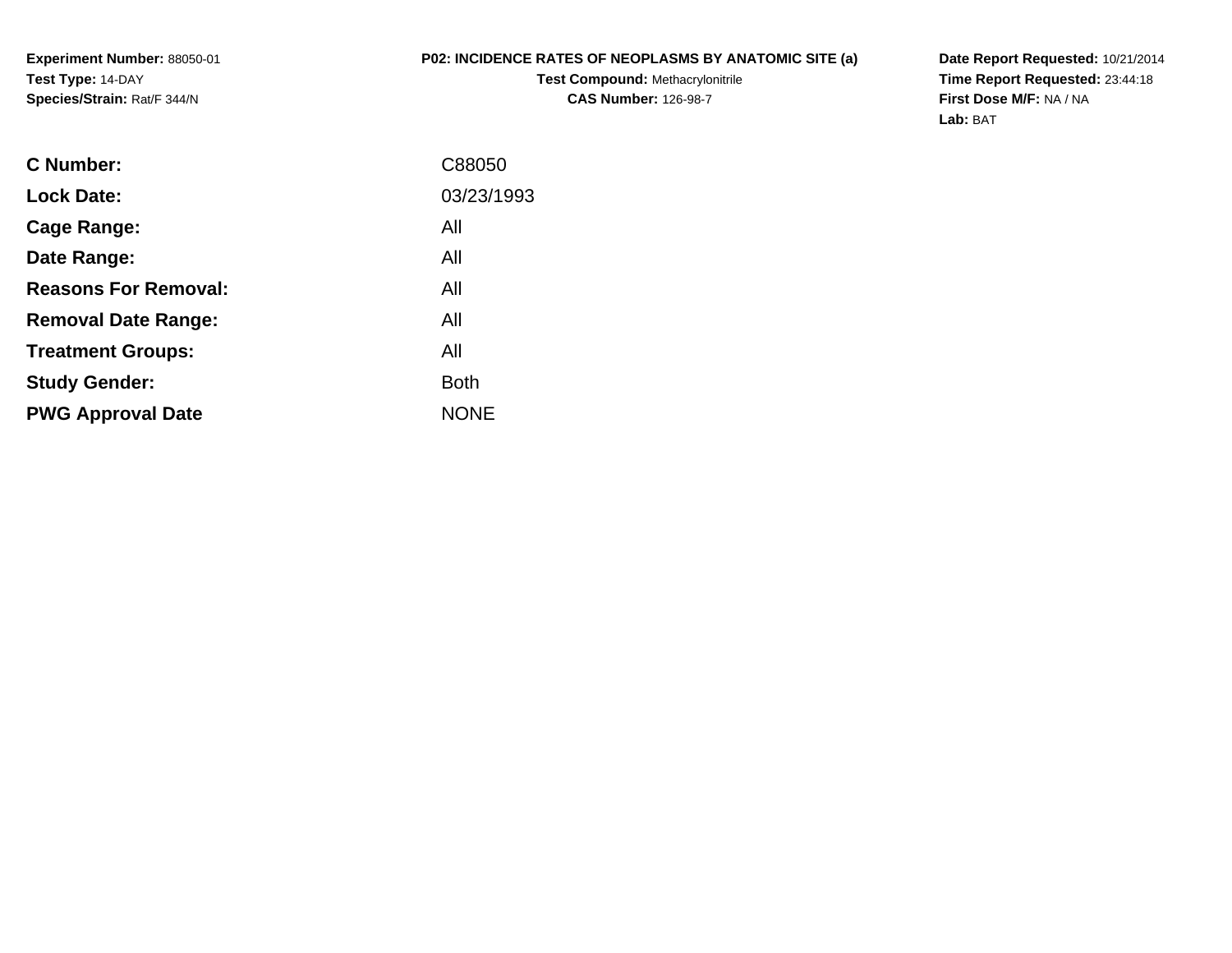**Experiment Number:** 88050-01
**Test Type:** 14-DAY
**Species/Strain:** Rat/F 344/N

**P02: INCIDENCE RATES OF NEOPLASMS BY ANATOMIC SITE (a)**
**Test Compound:** Methacrylonitrile
**CAS Number:** 126-98-7

**Date Report Requested:** 10/21/2014
**Time Report Requested:** 23:44:18
**First Dose M/F:** NA / NA
**Lab:** BAT

| | |
|---|---|
| **C Number:** | C88050 |
| **Lock Date:** | 03/23/1993 |
| **Cage Range:** | All |
| **Date Range:** | All |
| **Reasons For Removal:** | All |
| **Removal Date Range:** | All |
| **Treatment Groups:** | All |
| **Study Gender:** | Both |
| **PWG Approval Date** | NONE |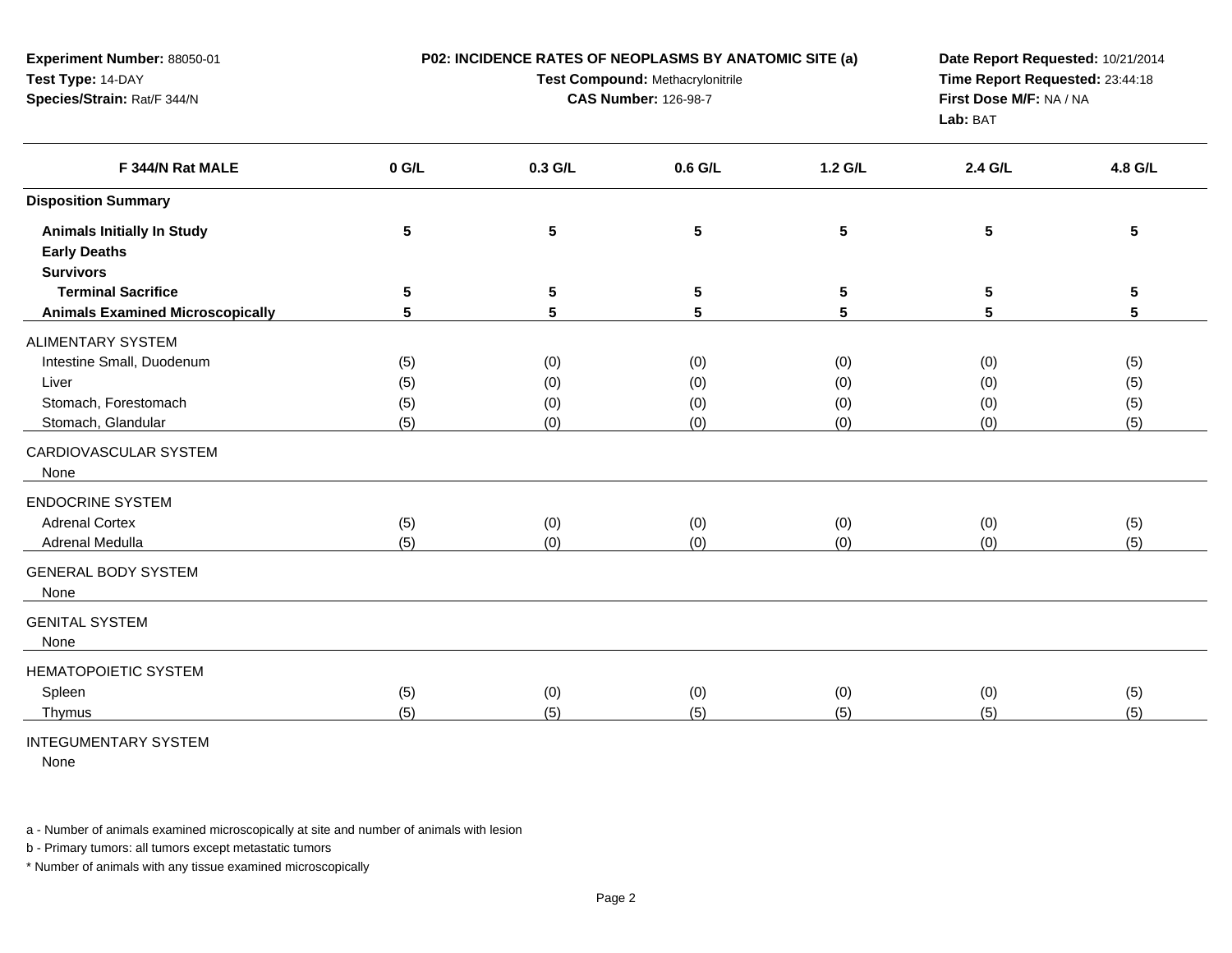**Experiment Number:** 88050-01
**Test Type:** 14-DAY
**Species/Strain:** Rat/F 344/N

**P02: INCIDENCE RATES OF NEOPLASMS BY ANATOMIC SITE (a)**
**Test Compound:** Methacrylonitrile
**CAS Number:** 126-98-7

**Date Report Requested:** 10/21/2014
**Time Report Requested:** 23:44:18
**First Dose M/F:** NA / NA
**Lab:** BAT

| F 344/N Rat MALE | 0 G/L | 0.3 G/L | 0.6 G/L | 1.2 G/L | 2.4 G/L | 4.8 G/L |
|---|---|---|---|---|---|---|
| **Disposition Summary** | | | | | | |
| **Animals Initially In Study** | **5** | **5** | **5** | **5** | **5** | **5** |
| **Early Deaths** | | | | | | |
| **Survivors** | | | | | | |
| **Terminal Sacrifice** | **5** | **5** | **5** | **5** | **5** | **5** |
| **Animals Examined Microscopically** | **5** | **5** | **5** | **5** | **5** | **5** |
| ALIMENTARY SYSTEM | | | | | | |
| Intestine Small, Duodenum | (5) | (0) | (0) | (0) | (0) | (5) |
| Liver | (5) | (0) | (0) | (0) | (0) | (5) |
| Stomach, Forestomach | (5) | (0) | (0) | (0) | (0) | (5) |
| Stomach, Glandular | (5) | (0) | (0) | (0) | (0) | (5) |
| CARDIOVASCULAR SYSTEM | | | | | | |
| None | | | | | | |
| ENDOCRINE SYSTEM | | | | | | |
| Adrenal Cortex | (5) | (0) | (0) | (0) | (0) | (5) |
| Adrenal Medulla | (5) | (0) | (0) | (0) | (0) | (5) |
| GENERAL BODY SYSTEM | | | | | | |
| None | | | | | | |
| GENITAL SYSTEM | | | | | | |
| None | | | | | | |
| HEMATOPOIETIC SYSTEM | | | | | | |
| Spleen | (5) | (0) | (0) | (0) | (0) | (5) |
| Thymus | (5) | (5) | (5) | (5) | (5) | (5) |
| INTEGUMENTARY SYSTEM | | | | | | |
| None | | | | | | |

a - Number of animals examined microscopically at site and number of animals with lesion

b - Primary tumors: all tumors except metastatic tumors

* Number of animals with any tissue examined microscopically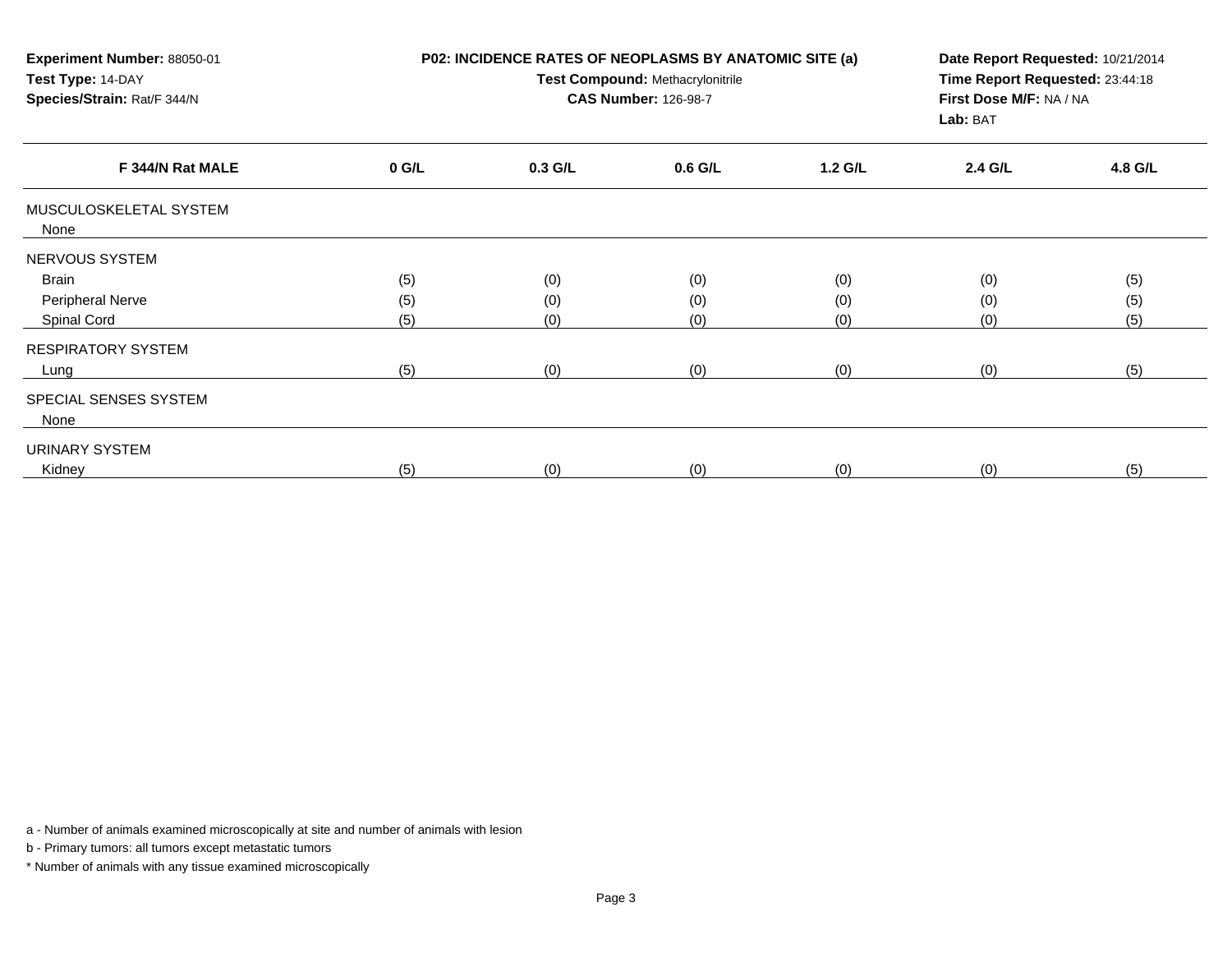**Experiment Number:** 88050-01
**Test Type:** 14-DAY
**Species/Strain:** Rat/F 344/N

**P02: INCIDENCE RATES OF NEOPLASMS BY ANATOMIC SITE (a)**
**Test Compound:** Methacrylonitrile
**CAS Number:** 126-98-7

**Date Report Requested:** 10/21/2014
**Time Report Requested:** 23:44:18
**First Dose M/F:** NA / NA
**Lab:** BAT

| F 344/N Rat MALE | 0 G/L | 0.3 G/L | 0.6 G/L | 1.2 G/L | 2.4 G/L | 4.8 G/L |
|---|---|---|---|---|---|---|
| MUSCULOSKELETAL SYSTEM | | | | | | |
| None | | | | | | |
| NERVOUS SYSTEM | | | | | | |
| Brain | (5) | (0) | (0) | (0) | (0) | (5) |
| Peripheral Nerve | (5) | (0) | (0) | (0) | (0) | (5) |
| Spinal Cord | (5) | (0) | (0) | (0) | (0) | (5) |
| RESPIRATORY SYSTEM | | | | | | |
| Lung | (5) | (0) | (0) | (0) | (0) | (5) |
| SPECIAL SENSES SYSTEM | | | | | | |
| None | | | | | | |
| URINARY SYSTEM | | | | | | |
| Kidney | (5) | (0) | (0) | (0) | (0) | (5) |

a - Number of animals examined microscopically at site and number of animals with lesion

b - Primary tumors: all tumors except metastatic tumors

* Number of animals with any tissue examined microscopically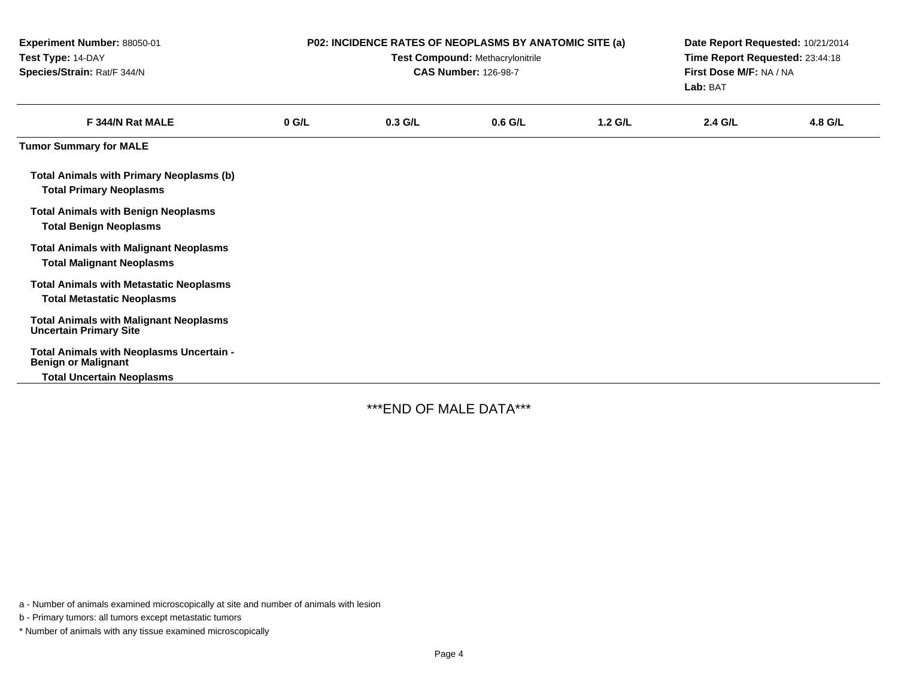**Experiment Number:** 88050-01
**Test Type:** 14-DAY
**Species/Strain:** Rat/F 344/N

**P02: INCIDENCE RATES OF NEOPLASMS BY ANATOMIC SITE (a)**
**Test Compound:** Methacrylonitrile
**CAS Number:** 126-98-7

**Date Report Requested:** 10/21/2014
**Time Report Requested:** 23:44:18
**First Dose M/F:** NA / NA
**Lab:** BAT

| F 344/N Rat MALE | 0 G/L | 0.3 G/L | 0.6 G/L | 1.2 G/L | 2.4 G/L | 4.8 G/L |
|---|---|---|---|---|---|---|
| **Tumor Summary for MALE** | | | | | | |
| **Total Animals with Primary Neoplasms (b)** | | | | | | |
| **Total Primary Neoplasms** | | | | | | |
| **Total Animals with Benign Neoplasms** | | | | | | |
| **Total Benign Neoplasms** | | | | | | |
| **Total Animals with Malignant Neoplasms** | | | | | | |
| **Total Malignant Neoplasms** | | | | | | |
| **Total Animals with Metastatic Neoplasms** | | | | | | |
| **Total Metastatic Neoplasms** | | | | | | |
| **Total Animals with Malignant Neoplasms Uncertain Primary Site** | | | | | | |
| **Total Animals with Neoplasms Uncertain - Benign or Malignant** | | | | | | |
| **Total Uncertain Neoplasms** | | | | | | |

***END OF MALE DATA***

a - Number of animals examined microscopically at site and number of animals with lesion

b - Primary tumors: all tumors except metastatic tumors

* Number of animals with any tissue examined microscopically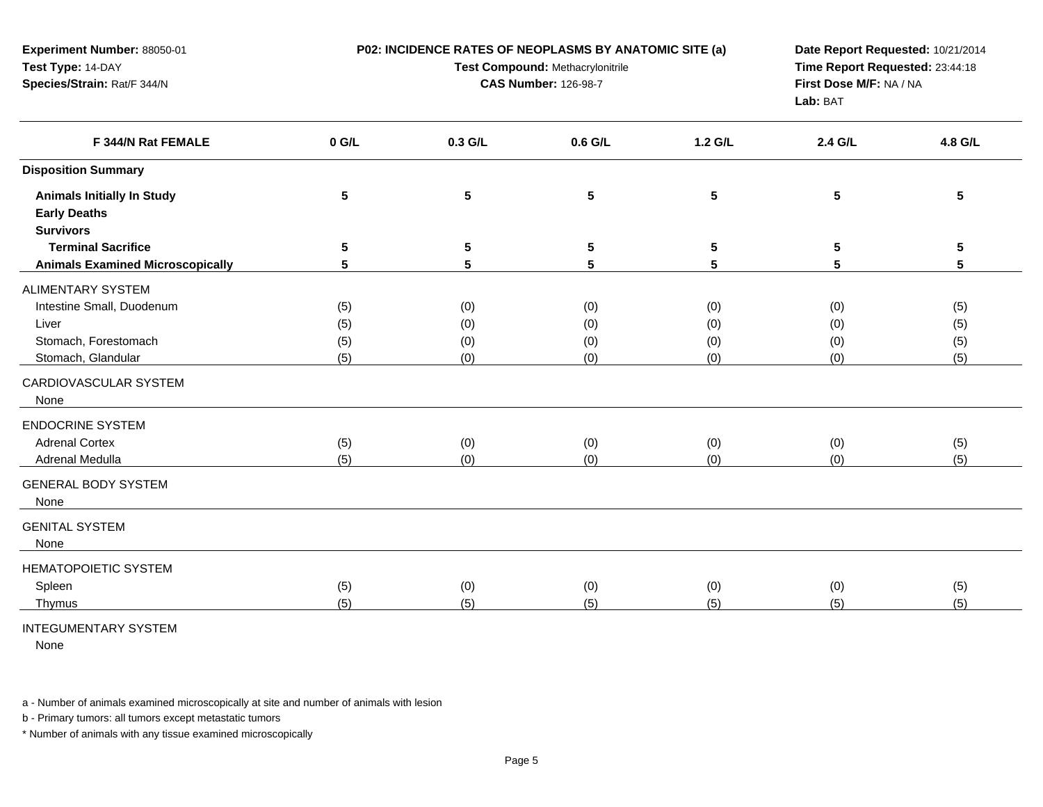**Experiment Number:** 88050-01
**Test Type:** 14-DAY
**Species/Strain:** Rat/F 344/N

**P02: INCIDENCE RATES OF NEOPLASMS BY ANATOMIC SITE (a)**
**Test Compound:** Methacrylonitrile
**CAS Number:** 126-98-7

**Date Report Requested:** 10/21/2014
**Time Report Requested:** 23:44:18
**First Dose M/F:** NA / NA
**Lab:** BAT

| F 344/N Rat FEMALE | 0 G/L | 0.3 G/L | 0.6 G/L | 1.2 G/L | 2.4 G/L | 4.8 G/L |
|---|---|---|---|---|---|---|
| **Disposition Summary** | | | | | | |
| **Animals Initially In Study** | **5** | **5** | **5** | **5** | **5** | **5** |
| **Early Deaths** | | | | | | |
| **Survivors** | | | | | | |
| **Terminal Sacrifice** | **5** | **5** | **5** | **5** | **5** | **5** |
| **Animals Examined Microscopically** | **5** | **5** | **5** | **5** | **5** | **5** |
| ALIMENTARY SYSTEM | | | | | | |
| Intestine Small, Duodenum | (5) | (0) | (0) | (0) | (0) | (5) |
| Liver | (5) | (0) | (0) | (0) | (0) | (5) |
| Stomach, Forestomach | (5) | (0) | (0) | (0) | (0) | (5) |
| Stomach, Glandular | (5) | (0) | (0) | (0) | (0) | (5) |
| CARDIOVASCULAR SYSTEM | | | | | | |
| None | | | | | | |
| ENDOCRINE SYSTEM | | | | | | |
| Adrenal Cortex | (5) | (0) | (0) | (0) | (0) | (5) |
| Adrenal Medulla | (5) | (0) | (0) | (0) | (0) | (5) |
| GENERAL BODY SYSTEM | | | | | | |
| None | | | | | | |
| GENITAL SYSTEM | | | | | | |
| None | | | | | | |
| HEMATOPOIETIC SYSTEM | | | | | | |
| Spleen | (5) | (0) | (0) | (0) | (0) | (5) |
| Thymus | (5) | (5) | (5) | (5) | (5) | (5) |
| INTEGUMENTARY SYSTEM | | | | | | |
| None | | | | | | |

a - Number of animals examined microscopically at site and number of animals with lesion

b - Primary tumors: all tumors except metastatic tumors

* Number of animals with any tissue examined microscopically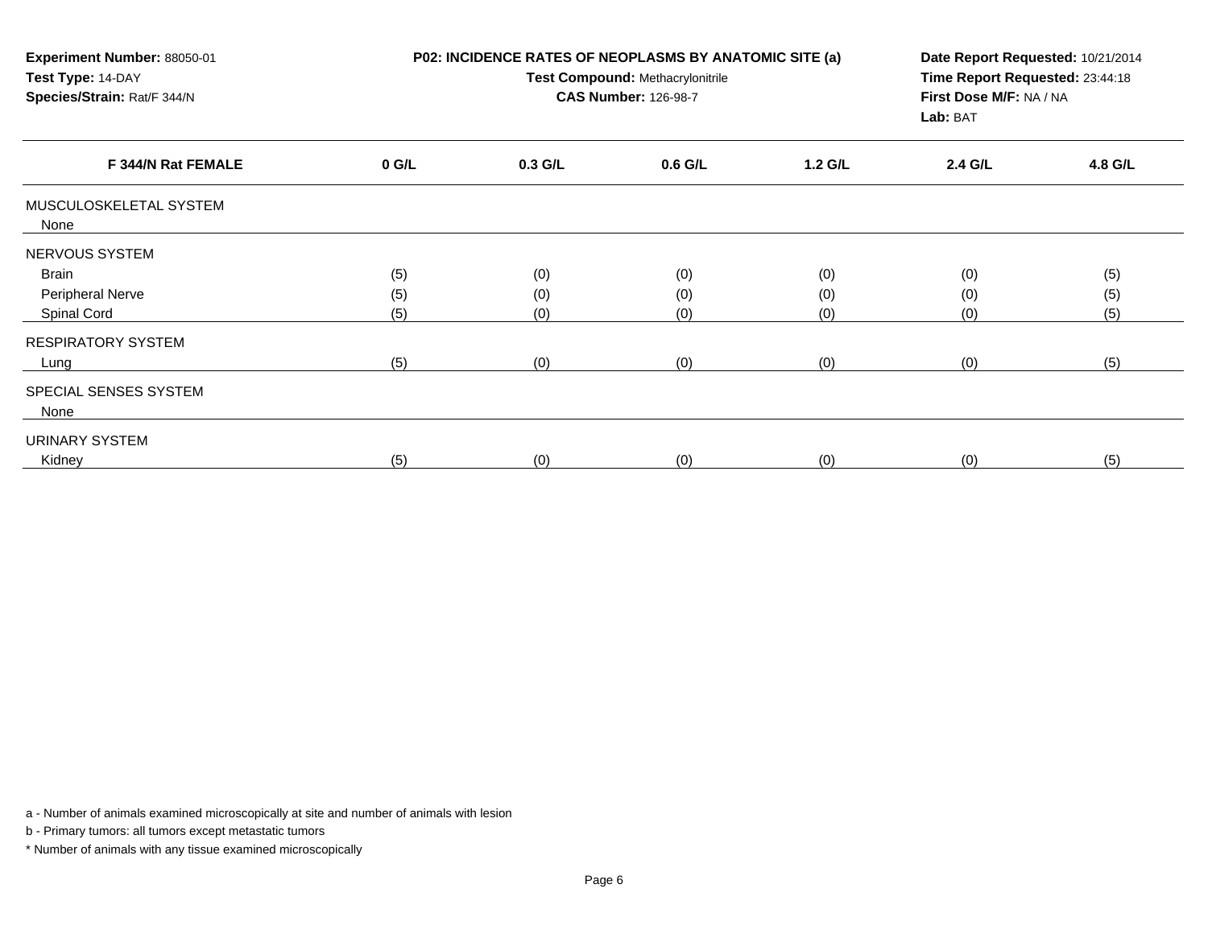**Experiment Number:** 88050-01
**Test Type:** 14-DAY
**Species/Strain:** Rat/F 344/N

**P02: INCIDENCE RATES OF NEOPLASMS BY ANATOMIC SITE (a)**
**Test Compound:** Methacrylonitrile
**CAS Number:** 126-98-7

**Date Report Requested:** 10/21/2014
**Time Report Requested:** 23:44:18
**First Dose M/F:** NA / NA
**Lab:** BAT

| F 344/N Rat FEMALE | 0 G/L | 0.3 G/L | 0.6 G/L | 1.2 G/L | 2.4 G/L | 4.8 G/L |
|---|---|---|---|---|---|---|
| MUSCULOSKELETAL SYSTEM | | | | | | |
| None | | | | | | |
| NERVOUS SYSTEM | | | | | | |
| Brain | (5) | (0) | (0) | (0) | (0) | (5) |
| Peripheral Nerve | (5) | (0) | (0) | (0) | (0) | (5) |
| Spinal Cord | (5) | (0) | (0) | (0) | (0) | (5) |
| RESPIRATORY SYSTEM | | | | | | |
| Lung | (5) | (0) | (0) | (0) | (0) | (5) |
| SPECIAL SENSES SYSTEM | | | | | | |
| None | | | | | | |
| URINARY SYSTEM | | | | | | |
| Kidney | (5) | (0) | (0) | (0) | (0) | (5) |

a - Number of animals examined microscopically at site and number of animals with lesion

b - Primary tumors: all tumors except metastatic tumors

* Number of animals with any tissue examined microscopically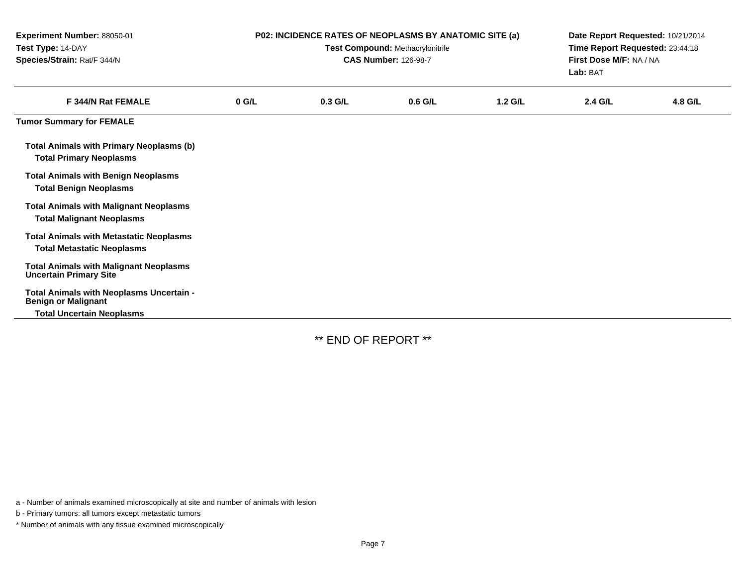Experiment Number: 88050-01
Test Type: 14-DAY
Species/Strain: Rat/F 344/N

**P02: INCIDENCE RATES OF NEOPLASMS BY ANATOMIC SITE (a)**
Test Compound: Methacrylonitrile
CAS Number: 126-98-7

Date Report Requested: 10/21/2014
Time Report Requested: 23:44:18
First Dose M/F: NA / NA
Lab: BAT

| F 344/N Rat FEMALE | 0 G/L | 0.3 G/L | 0.6 G/L | 1.2 G/L | 2.4 G/L | 4.8 G/L |
|---|---|---|---|---|---|---|
| **Tumor Summary for FEMALE** | | | | | | |
| **Total Animals with Primary Neoplasms (b)** | | | | | | |
| **Total Primary Neoplasms** | | | | | | |
| **Total Animals with Benign Neoplasms** | | | | | | |
| **Total Benign Neoplasms** | | | | | | |
| **Total Animals with Malignant Neoplasms** | | | | | | |
| **Total Malignant Neoplasms** | | | | | | |
| **Total Animals with Metastatic Neoplasms** | | | | | | |
| **Total Metastatic Neoplasms** | | | | | | |
| **Total Animals with Malignant Neoplasms Uncertain Primary Site** | | | | | | |
| **Total Animals with Neoplasms Uncertain - Benign or Malignant** | | | | | | |
| **Total Uncertain Neoplasms** | | | | | | |

** END OF REPORT **

a - Number of animals examined microscopically at site and number of animals with lesion

b - Primary tumors: all tumors except metastatic tumors

* Number of animals with any tissue examined microscopically